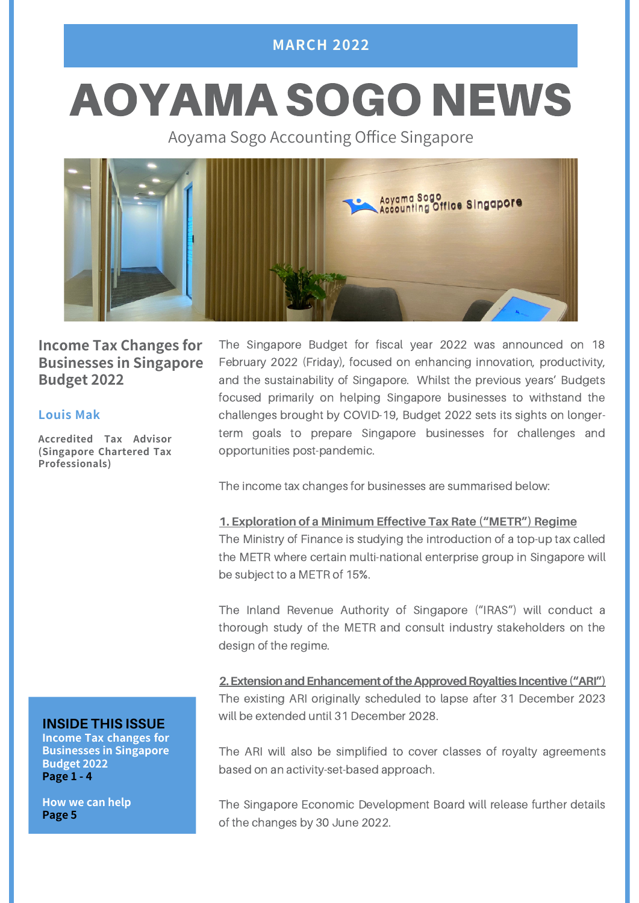MARCH 2022

# AOYAMA SOGO NEWS

Aoyama Sogo Accounting Office Singapore

## Income Tax Changes for Businesses in Singapore Budget 2022

**Louis Mak**

**Accredited Tax Advisor (Singapore Chartered Tax Professionals)**

The Singapore Budget for fiscal year 2022 was announced on 18 February 2022 (Friday), focused on enhancing innovation, productivity, and the sustainability of Singapore. Whilst the previous years' Budgets focused primarily on helping Singapore businesses to withstand the challenges brought by COVID-19, Budget 2022 sets its sights on longer-term goals to prepare Singapore businesses for challenges and opportunities post-pandemic.

The income tax changes for businesses are summarised below:

### 1. Exploration of a Minimum Effective Tax Rate ("METR") Regime

The Ministry of Finance is studying the introduction of a top-up tax called the METR where certain multi-national enterprise group in Singapore will be subject to a METR of 15%.

The Inland Revenue Authority of Singapore ("IRAS") will conduct a thorough study of the METR and consult industry stakeholders on the design of the regime.

### 2. Extension and Enhancement of the Approved Royalties Incentive ("ARI")

The existing ARI originally scheduled to lapse after 31 December 2023 will be extended until 31 December 2028.

The ARI will also be simplified to cover classes of royalty agreements based on an activity-set-based approach.

The Singapore Economic Development Board will release further details of the changes by 30 June 2022.

**INSIDE THIS ISSUE**

**Income Tax changes for Businesses in Singapore Budget 2022**
**Page 1 - 4**

**How we can help**
**Page 5**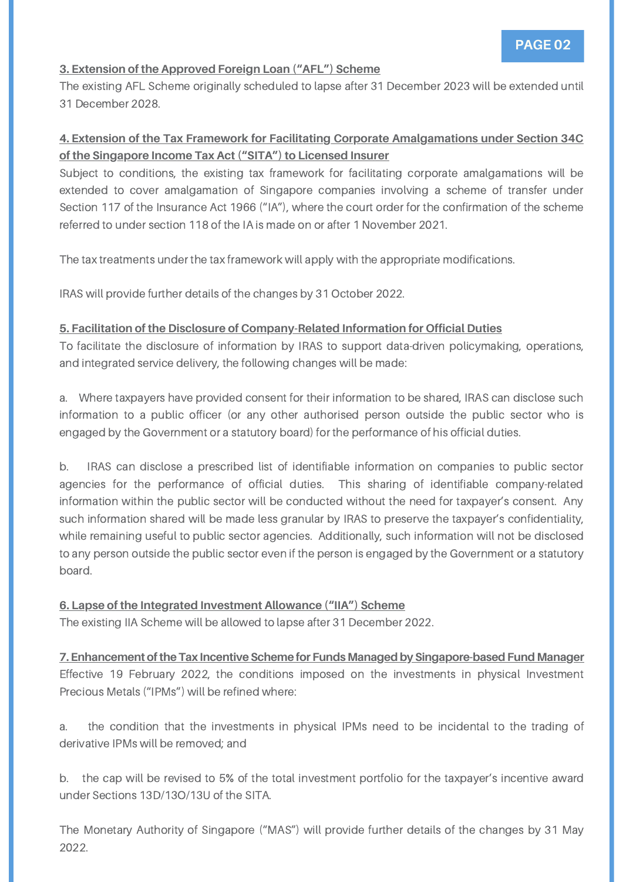**3. Extension of the Approved Foreign Loan ("AFL") Scheme**

The existing AFL Scheme originally scheduled to lapse after 31 December 2023 will be extended until 31 December 2028.

**4. Extension of the Tax Framework for Facilitating Corporate Amalgamations under Section 34C of the Singapore Income Tax Act ("SITA") to Licensed Insurer**

Subject to conditions, the existing tax framework for facilitating corporate amalgamations will be extended to cover amalgamation of Singapore companies involving a scheme of transfer under Section 117 of the Insurance Act 1966 ("IA"), where the court order for the confirmation of the scheme referred to under section 118 of the IA is made on or after 1 November 2021.

The tax treatments under the tax framework will apply with the appropriate modifications.

IRAS will provide further details of the changes by 31 October 2022.

**5. Facilitation of the Disclosure of Company-Related Information for Official Duties**

To facilitate the disclosure of information by IRAS to support data-driven policymaking, operations, and integrated service delivery, the following changes will be made:

a. Where taxpayers have provided consent for their information to be shared, IRAS can disclose such information to a public officer (or any other authorised person outside the public sector who is engaged by the Government or a statutory board) for the performance of his official duties.

b. IRAS can disclose a prescribed list of identifiable information on companies to public sector agencies for the performance of official duties. This sharing of identifiable company-related information within the public sector will be conducted without the need for taxpayer's consent. Any such information shared will be made less granular by IRAS to preserve the taxpayer's confidentiality, while remaining useful to public sector agencies. Additionally, such information will not be disclosed to any person outside the public sector even if the person is engaged by the Government or a statutory board.

**6. Lapse of the Integrated Investment Allowance ("IIA") Scheme**

The existing IIA Scheme will be allowed to lapse after 31 December 2022.

**7. Enhancement of the Tax Incentive Scheme for Funds Managed by Singapore-based Fund Manager**

Effective 19 February 2022, the conditions imposed on the investments in physical Investment Precious Metals ("IPMs") will be refined where:

a. the condition that the investments in physical IPMs need to be incidental to the trading of derivative IPMs will be removed; and

b. the cap will be revised to 5% of the total investment portfolio for the taxpayer's incentive award under Sections 13D/13O/13U of the SITA.

The Monetary Authority of Singapore ("MAS") will provide further details of the changes by 31 May 2022.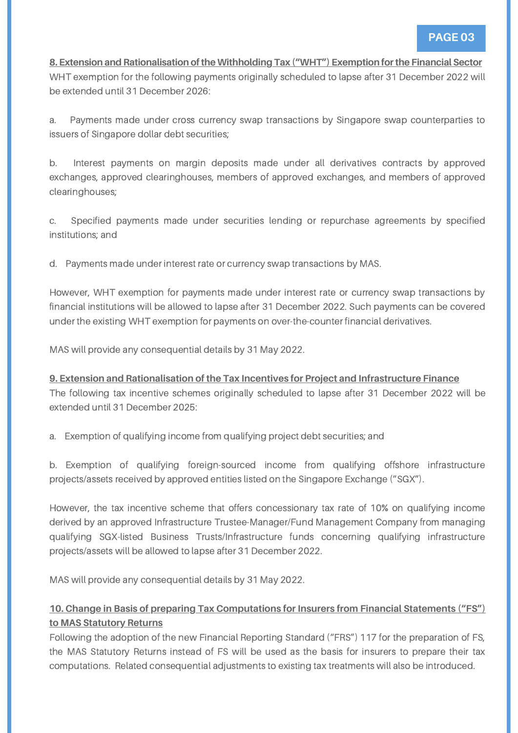**8. Extension and Rationalisation of the Withholding Tax ("WHT") Exemption for the Financial Sector**

WHT exemption for the following payments originally scheduled to lapse after 31 December 2022 will be extended until 31 December 2026:

a. Payments made under cross currency swap transactions by Singapore swap counterparties to issuers of Singapore dollar debt securities;

b. Interest payments on margin deposits made under all derivatives contracts by approved exchanges, approved clearinghouses, members of approved exchanges, and members of approved clearinghouses;

c. Specified payments made under securities lending or repurchase agreements by specified institutions; and

d. Payments made under interest rate or currency swap transactions by MAS.

However, WHT exemption for payments made under interest rate or currency swap transactions by financial institutions will be allowed to lapse after 31 December 2022. Such payments can be covered under the existing WHT exemption for payments on over-the-counter financial derivatives.

MAS will provide any consequential details by 31 May 2022.

**9. Extension and Rationalisation of the Tax Incentives for Project and Infrastructure Finance**

The following tax incentive schemes originally scheduled to lapse after 31 December 2022 will be extended until 31 December 2025:

a. Exemption of qualifying income from qualifying project debt securities; and

b. Exemption of qualifying foreign-sourced income from qualifying offshore infrastructure projects/assets received by approved entities listed on the Singapore Exchange ("SGX").

However, the tax incentive scheme that offers concessionary tax rate of 10% on qualifying income derived by an approved Infrastructure Trustee-Manager/Fund Management Company from managing qualifying SGX-listed Business Trusts/Infrastructure funds concerning qualifying infrastructure projects/assets will be allowed to lapse after 31 December 2022.

MAS will provide any consequential details by 31 May 2022.

**10. Change in Basis of preparing Tax Computations for Insurers from Financial Statements ("FS") to MAS Statutory Returns**

Following the adoption of the new Financial Reporting Standard ("FRS") 117 for the preparation of FS, the MAS Statutory Returns instead of FS will be used as the basis for insurers to prepare their tax computations. Related consequential adjustments to existing tax treatments will also be introduced.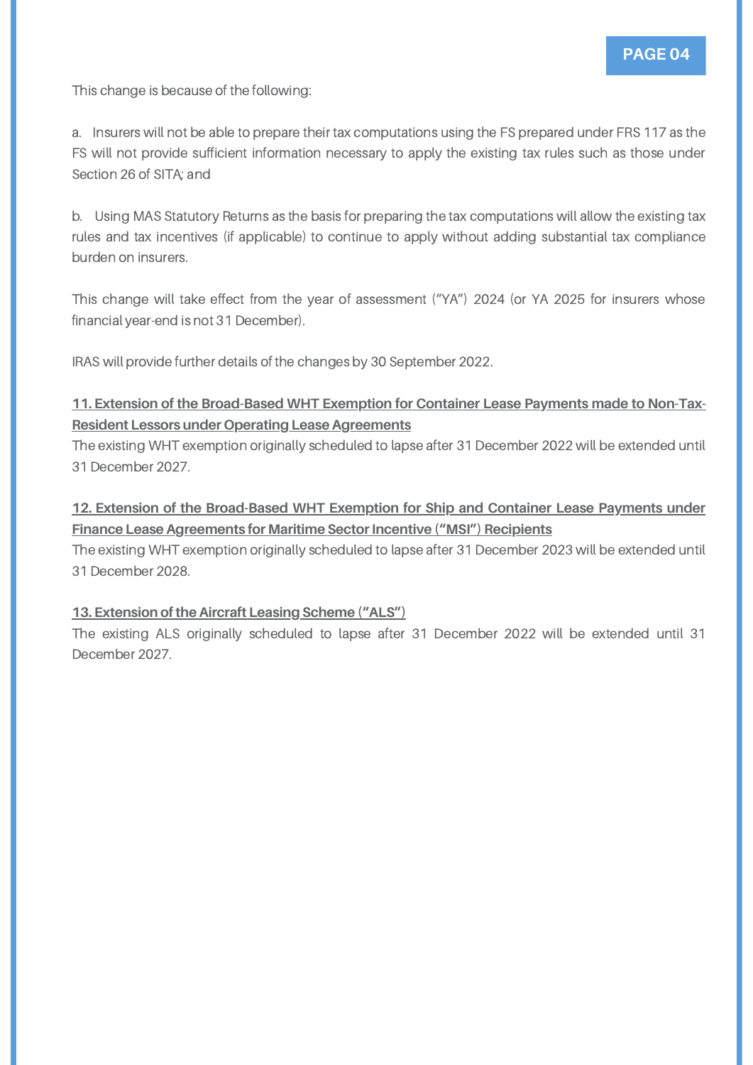This change is because of the following:

a. Insurers will not be able to prepare their tax computations using the FS prepared under FRS 117 as the FS will not provide sufficient information necessary to apply the existing tax rules such as those under Section 26 of SITA; and

b. Using MAS Statutory Returns as the basis for preparing the tax computations will allow the existing tax rules and tax incentives (if applicable) to continue to apply without adding substantial tax compliance burden on insurers.

This change will take effect from the year of assessment ("YA") 2024 (or YA 2025 for insurers whose financial year-end is not 31 December).

IRAS will provide further details of the changes by 30 September 2022.

**11. Extension of the Broad-Based WHT Exemption for Container Lease Payments made to Non-Tax-Resident Lessors under Operating Lease Agreements**

The existing WHT exemption originally scheduled to lapse after 31 December 2022 will be extended until 31 December 2027.

**12. Extension of the Broad-Based WHT Exemption for Ship and Container Lease Payments under Finance Lease Agreements for Maritime Sector Incentive ("MSI") Recipients**

The existing WHT exemption originally scheduled to lapse after 31 December 2023 will be extended until 31 December 2028.

**13. Extension of the Aircraft Leasing Scheme ("ALS")**

The existing ALS originally scheduled to lapse after 31 December 2022 will be extended until 31 December 2027.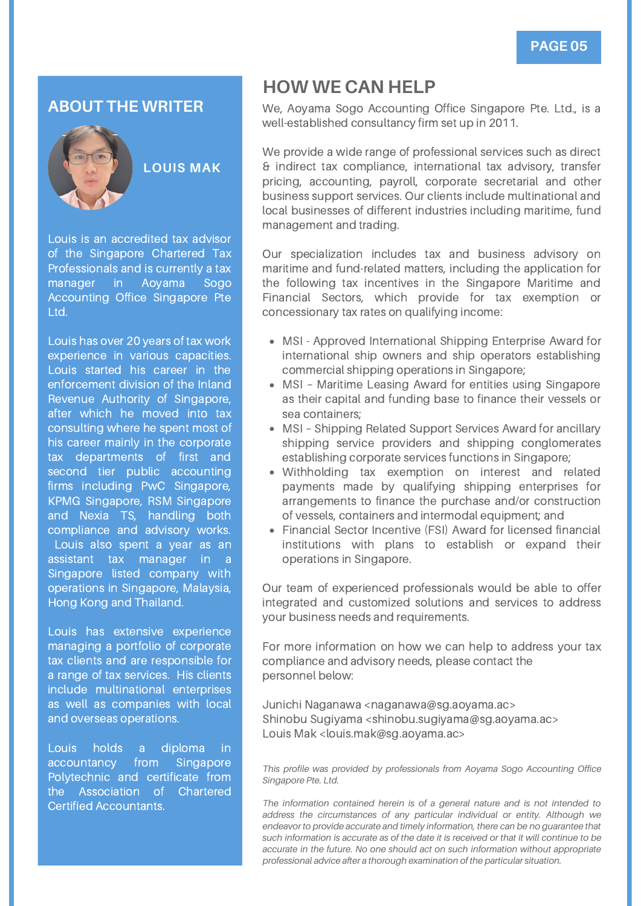## ABOUT THE WRITER

### LOUIS MAK

Louis is an accredited tax advisor of the Singapore Chartered Tax Professionals and is currently a tax manager in Aoyama Sogo Accounting Office Singapore Pte Ltd.

Louis has over 20 years of tax work experience in various capacities. Louis started his career in the enforcement division of the Inland Revenue Authority of Singapore, after which he moved into tax consulting where he spent most of his career mainly in the corporate tax departments of first and second tier public accounting firms including PwC Singapore, KPMG Singapore, RSM Singapore and Nexia TS, handling both compliance and advisory works. Louis also spent a year as an assistant tax manager in a Singapore listed company with operations in Singapore, Malaysia, Hong Kong and Thailand.

Louis has extensive experience managing a portfolio of corporate tax clients and are responsible for a range of tax services. His clients include multinational enterprises as well as companies with local and overseas operations.

Louis holds a diploma in accountancy from Singapore Polytechnic and certificate from the Association of Chartered Certified Accountants.

## HOW WE CAN HELP

We, Aoyama Sogo Accounting Office Singapore Pte. Ltd., is a well-established consultancy firm set up in 2011.

We provide a wide range of professional services such as direct & indirect tax compliance, international tax advisory, transfer pricing, accounting, payroll, corporate secretarial and other business support services. Our clients include multinational and local businesses of different industries including maritime, fund management and trading.

Our specialization includes tax and business advisory on maritime and fund-related matters, including the application for the following tax incentives in the Singapore Maritime and Financial Sectors, which provide for tax exemption or concessionary tax rates on qualifying income:

- MSI - Approved International Shipping Enterprise Award for international ship owners and ship operators establishing commercial shipping operations in Singapore;
- MSI – Maritime Leasing Award for entities using Singapore as their capital and funding base to finance their vessels or sea containers;
- MSI – Shipping Related Support Services Award for ancillary shipping service providers and shipping conglomerates establishing corporate services functions in Singapore;
- Withholding tax exemption on interest and related payments made by qualifying shipping enterprises for arrangements to finance the purchase and/or construction of vessels, containers and intermodal equipment; and
- Financial Sector Incentive (FSI) Award for licensed financial institutions with plans to establish or expand their operations in Singapore.

Our team of experienced professionals would be able to offer integrated and customized solutions and services to address your business needs and requirements.

For more information on how we can help to address your tax compliance and advisory needs, please contact the personnel below:

Junichi Naganawa <naganawa@sg.aoyama.ac>
Shinobu Sugiyama <shinobu.sugiyama@sg.aoyama.ac>
Louis Mak <louis.mak@sg.aoyama.ac>

*This profile was provided by professionals from Aoyama Sogo Accounting Office Singapore Pte. Ltd.*

*The information contained herein is of a general nature and is not intended to address the circumstances of any particular individual or entity. Although we endeavor to provide accurate and timely information, there can be no guarantee that such information is accurate as of the date it is received or that it will continue to be accurate in the future. No one should act on such information without appropriate professional advice after a thorough examination of the particular situation.*